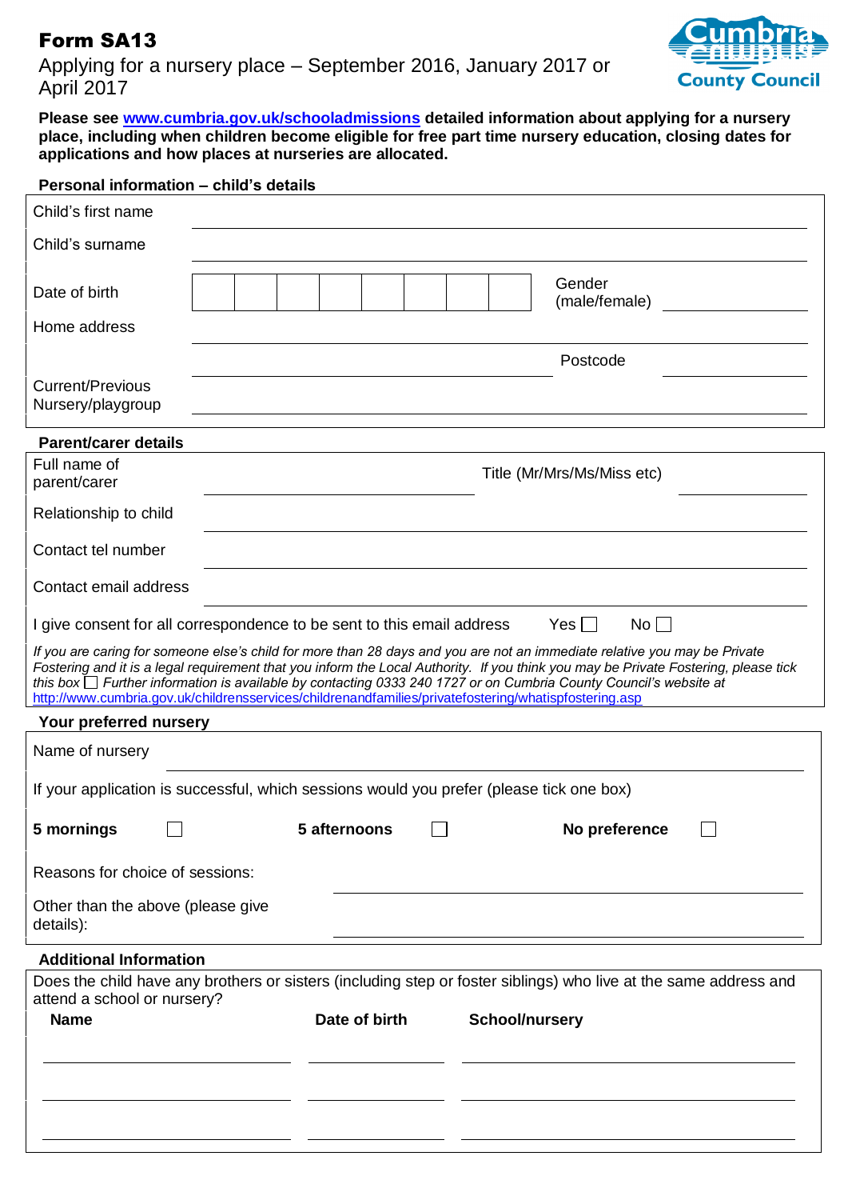# Form SA13

Applying for a nursery place – September 2016, January 2017 or April 2017

**Please see [www.cumbria.gov.uk/schooladmissions](http://www.cumbria.gov.uk/schooladmissions) detailed information about applying for a nursery place, including when children become eligible for free part time nursery education, closing dates for applications and how places at nurseries are allocated.**

### Personal information – child's details

Child's first name ____________________

Child's surname ____________________

Date of birth ☐☐☐☐☐☐☐☐ Gender (male/female) ____________________

Home address ____________________

____________________ Postcode ____________________

Current/Previous Nursery/playgroup ____________________

### Parent/carer details

Full name of parent/carer ____________________ Title (Mr/Mrs/Ms/Miss etc) ____________________

Relationship to child ____________________

Contact tel number ____________________

Contact email address ____________________

I give consent for all correspondence to be sent to this email address Yes ☐ No ☐

*If you are caring for someone else's child for more than 28 days and you are not an immediate relative you may be Private Fostering and it is a legal requirement that you inform the Local Authority. If you think you may be Private Fostering, please tick this box ☐ Further information is available by contacting 0333 240 1727 or on Cumbria County Council's website at* [http://www.cumbria.gov.uk/childrensservices/childrenandfamilies/privatefostering/whatispfostering.asp](http://www.cumbria.gov.uk/childrensservices/childrenandfamilies/privatefostering/whatispfostering.asp)

### Your preferred nursery

Name of nursery ____________________

If your application is successful, which sessions would you prefer (please tick one box)

**5 mornings** ☐ **5 afternoons** ☐ **No preference** ☐

Reasons for choice of sessions: ____________________

Other than the above (please give details): ____________________

### Additional Information

Does the child have any brothers or sisters (including step or foster siblings) who live at the same address and attend a school or nursery?

| Name | Date of birth | School/nursery |
|---|---|---|
| | | |
| | | |
| | | |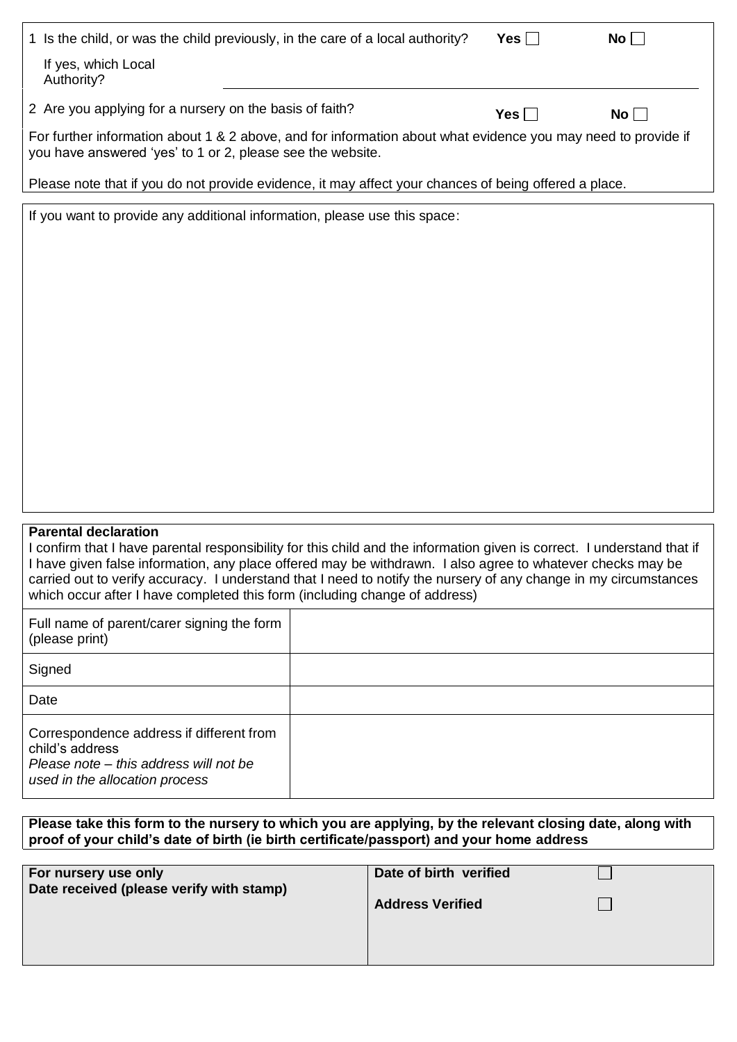1 Is the child, or was the child previously, in the care of a local authority? **Yes** ☐ **No** ☐

If yes, which Local Authority? ______________________

2 Are you applying for a nursery on the basis of faith? **Yes** ☐ **No** ☐

For further information about 1 & 2 above, and for information about what evidence you may need to provide if you have answered 'yes' to 1 or 2, please see the website.

Please note that if you do not provide evidence, it may affect your chances of being offered a place.

If you want to provide any additional information, please use this space:

**Parental declaration**

I confirm that I have parental responsibility for this child and the information given is correct. I understand that if I have given false information, any place offered may be withdrawn. I also agree to whatever checks may be carried out to verify accuracy. I understand that I need to notify the nursery of any change in my circumstances which occur after I have completed this form (including change of address)

| | |
|---|---|
| Full name of parent/carer signing the form (please print) | |
| Signed | |
| Date | |
| Correspondence address if different from child's address<br>*Please note – this address will not be used in the allocation process* | |

**Please take this form to the nursery to which you are applying, by the relevant closing date, along with proof of your child's date of birth (ie birth certificate/passport) and your home address**

| | | |
|---|---|---|
| **For nursery use only**<br>**Date received (please verify with stamp)** | **Date of birth verified** | ☐ |
| | **Address Verified** | ☐ |